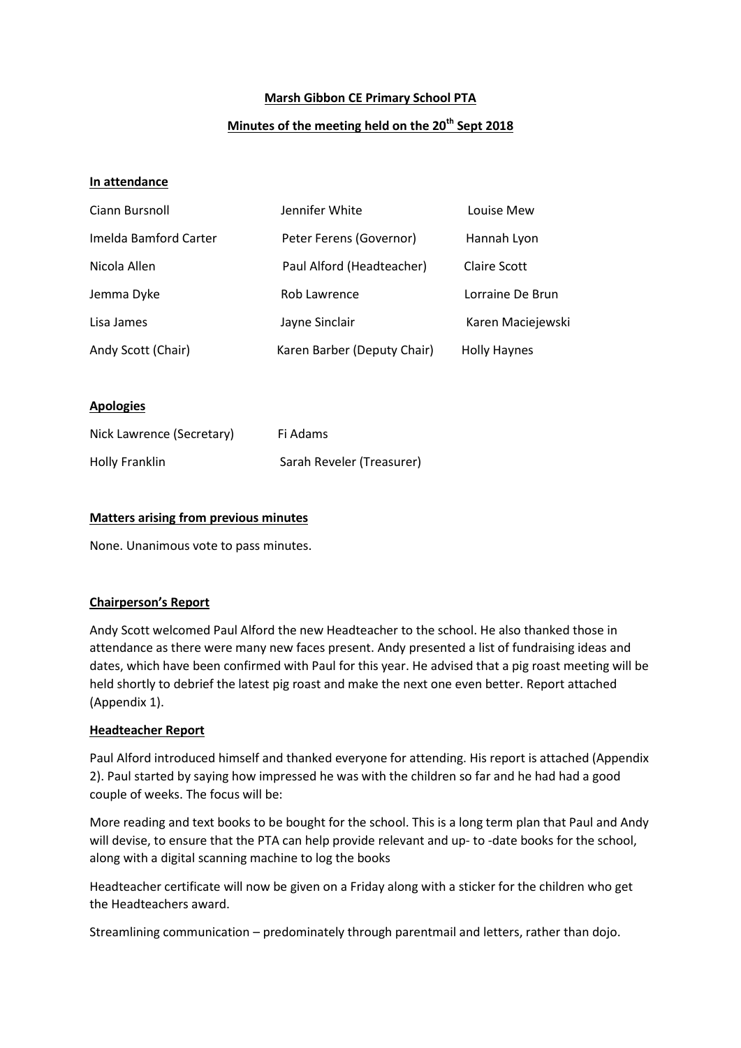**Marsh Gibbon CE Primary School PTA**

**Minutes of the meeting held on the 20th Sept 2018**

**In attendance**

| | | |
|---|---|---|
| Ciann Bursnoll | Jennifer White | Louise Mew |
| Imelda Bamford Carter | Peter Ferens (Governor) | Hannah Lyon |
| Nicola Allen | Paul Alford (Headteacher) | Claire Scott |
| Jemma Dyke | Rob Lawrence | Lorraine De Brun |
| Lisa James | Jayne Sinclair | Karen Maciejewski |
| Andy Scott (Chair) | Karen Barber (Deputy Chair) | Holly Haynes |

**Apologies**

| | |
|---|---|
| Nick Lawrence (Secretary) | Fi Adams |
| Holly Franklin | Sarah Reveler (Treasurer) |

**Matters arising from previous minutes**

None. Unanimous vote to pass minutes.

**Chairperson's Report**

Andy Scott welcomed Paul Alford the new Headteacher to the school. He also thanked those in attendance as there were many new faces present. Andy presented a list of fundraising ideas and dates, which have been confirmed with Paul for this year. He advised that a pig roast meeting will be held shortly to debrief the latest pig roast and make the next one even better. Report attached (Appendix 1).

**Headteacher Report**

Paul Alford introduced himself and thanked everyone for attending. His report is attached (Appendix 2). Paul started by saying how impressed he was with the children so far and he had had a good couple of weeks. The focus will be:

More reading and text books to be bought for the school. This is a long term plan that Paul and Andy will devise, to ensure that the PTA can help provide relevant and up- to -date books for the school, along with a digital scanning machine to log the books

Headteacher certificate will now be given on a Friday along with a sticker for the children who get the Headteachers award.

Streamlining communication – predominately through parentmail and letters, rather than dojo.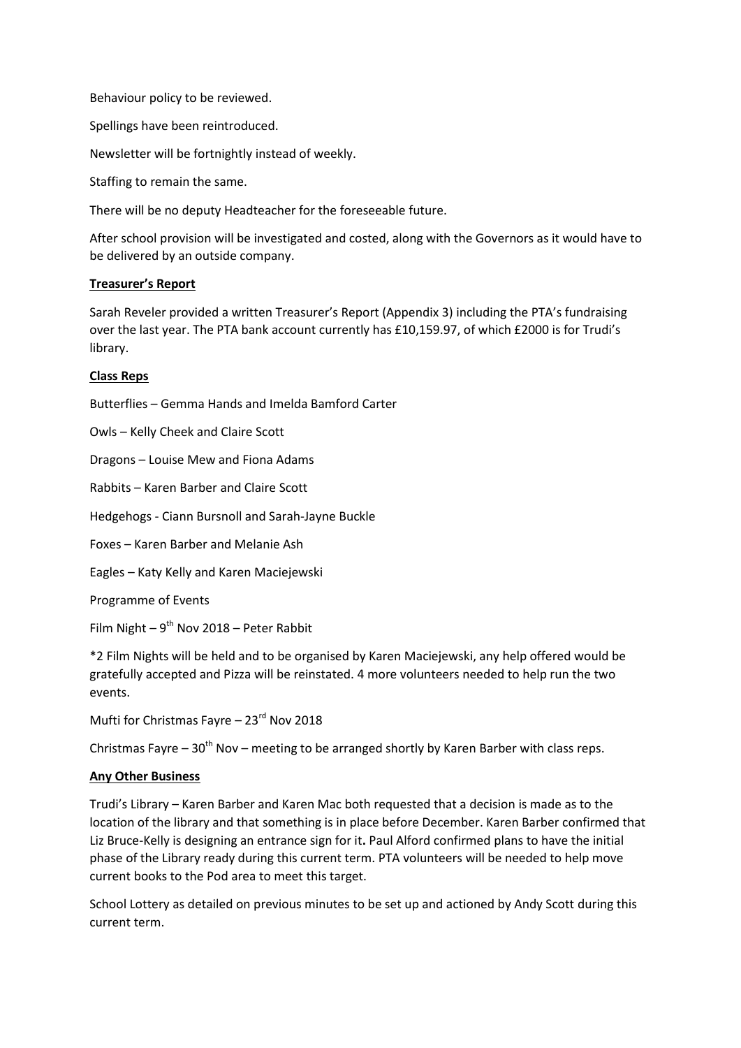Behaviour policy to be reviewed.

Spellings have been reintroduced.

Newsletter will be fortnightly instead of weekly.

Staffing to remain the same.

There will be no deputy Headteacher for the foreseeable future.

After school provision will be investigated and costed, along with the Governors as it would have to be delivered by an outside company.

**Treasurer's Report**

Sarah Reveler provided a written Treasurer's Report (Appendix 3) including the PTA's fundraising over the last year. The PTA bank account currently has £10,159.97, of which £2000 is for Trudi's library.

**Class Reps**

Butterflies – Gemma Hands and Imelda Bamford Carter

Owls – Kelly Cheek and Claire Scott

Dragons – Louise Mew and Fiona Adams

Rabbits – Karen Barber and Claire Scott

Hedgehogs - Ciann Bursnoll and Sarah-Jayne Buckle

Foxes – Karen Barber and Melanie Ash

Eagles – Katy Kelly and Karen Maciejewski

Programme of Events

Film Night – 9th Nov 2018 – Peter Rabbit

*2 Film Nights will be held and to be organised by Karen Maciejewski, any help offered would be gratefully accepted and Pizza will be reinstated. 4 more volunteers needed to help run the two events.

Mufti for Christmas Fayre – 23rd Nov 2018

Christmas Fayre – 30th Nov – meeting to be arranged shortly by Karen Barber with class reps.

**Any Other Business**

Trudi's Library – Karen Barber and Karen Mac both requested that a decision is made as to the location of the library and that something is in place before December. Karen Barber confirmed that Liz Bruce-Kelly is designing an entrance sign for it. Paul Alford confirmed plans to have the initial phase of the Library ready during this current term. PTA volunteers will be needed to help move current books to the Pod area to meet this target.

School Lottery as detailed on previous minutes to be set up and actioned by Andy Scott during this current term.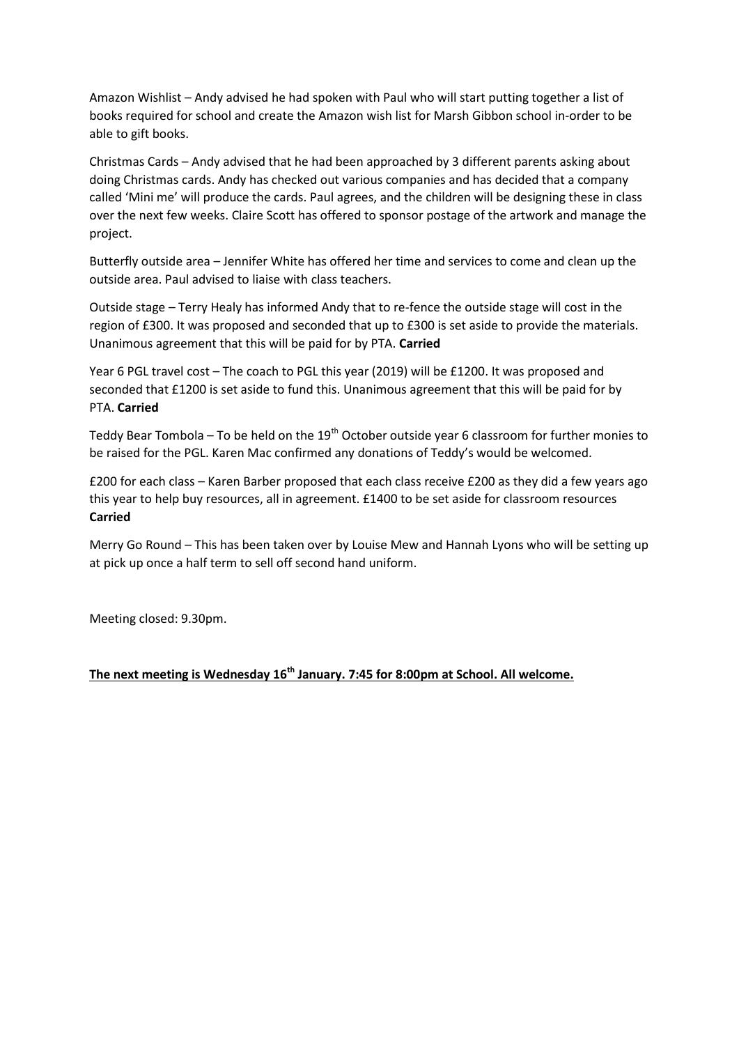Amazon Wishlist – Andy advised he had spoken with Paul who will start putting together a list of books required for school and create the Amazon wish list for Marsh Gibbon school in-order to be able to gift books.

Christmas Cards – Andy advised that he had been approached by 3 different parents asking about doing Christmas cards. Andy has checked out various companies and has decided that a company called 'Mini me' will produce the cards. Paul agrees, and the children will be designing these in class over the next few weeks. Claire Scott has offered to sponsor postage of the artwork and manage the project.

Butterfly outside area – Jennifer White has offered her time and services to come and clean up the outside area. Paul advised to liaise with class teachers.

Outside stage – Terry Healy has informed Andy that to re-fence the outside stage will cost in the region of £300. It was proposed and seconded that up to £300 is set aside to provide the materials. Unanimous agreement that this will be paid for by PTA. **Carried**

Year 6 PGL travel cost – The coach to PGL this year (2019) will be £1200. It was proposed and seconded that £1200 is set aside to fund this. Unanimous agreement that this will be paid for by PTA. **Carried**

Teddy Bear Tombola – To be held on the 19th October outside year 6 classroom for further monies to be raised for the PGL. Karen Mac confirmed any donations of Teddy's would be welcomed.

£200 for each class – Karen Barber proposed that each class receive £200 as they did a few years ago this year to help buy resources, all in agreement. £1400 to be set aside for classroom resources **Carried**

Merry Go Round – This has been taken over by Louise Mew and Hannah Lyons who will be setting up at pick up once a half term to sell off second hand uniform.

Meeting closed: 9.30pm.

**The next meeting is Wednesday 16th January. 7:45 for 8:00pm at School. All welcome.**